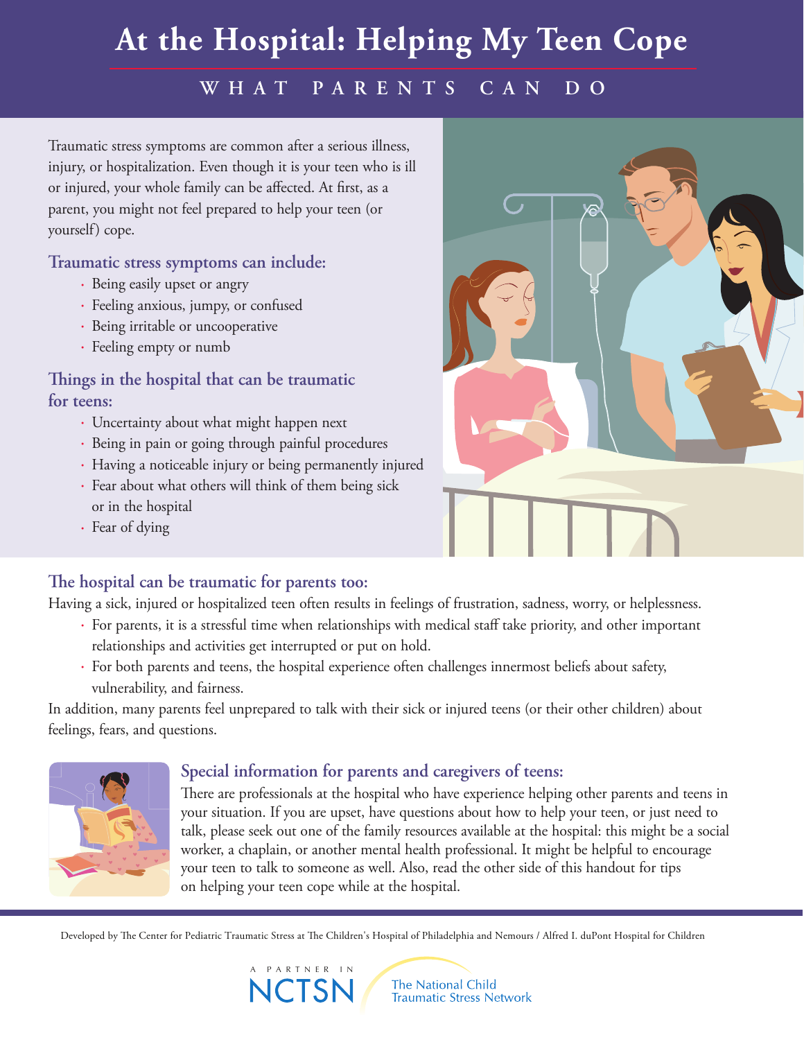# At the Hospital: Helping My Teen Cope

## WHAT PARENTS CAN DO

Traumatic stress symptoms are common after a serious illness, injury, or hospitalization. Even though it is your teen who is ill or injured, your whole family can be affected. At first, as a parent, you might not feel prepared to help your teen (or yourself) cope.

### Traumatic stress symptoms can include:

- Being easily upset or angry
- Feeling anxious, jumpy, or confused
- Being irritable or uncooperative
- Feeling empty or numb

### Things in the hospital that can be traumatic for teens:

- Uncertainty about what might happen next
- Being in pain or going through painful procedures
- Having a noticeable injury or being permanently injured
- Fear about what others will think of them being sick or in the hospital
- Fear of dying

### The hospital can be traumatic for parents too:

Having a sick, injured or hospitalized teen often results in feelings of frustration, sadness, worry, or helplessness.

- For parents, it is a stressful time when relationships with medical staff take priority, and other important relationships and activities get interrupted or put on hold.
- For both parents and teens, the hospital experience often challenges innermost beliefs about safety, vulnerability, and fairness.

In addition, many parents feel unprepared to talk with their sick or injured teens (or their other children) about feelings, fears, and questions.

### Special information for parents and caregivers of teens:

There are professionals at the hospital who have experience helping other parents and teens in your situation. If you are upset, have questions about how to help your teen, or just need to talk, please seek out one of the family resources available at the hospital: this might be a social worker, a chaplain, or another mental health professional. It might be helpful to encourage your teen to talk to someone as well. Also, read the other side of this handout for tips on helping your teen cope while at the hospital.

Developed by The Center for Pediatric Traumatic Stress at The Children's Hospital of Philadelphia and Nemours / Alfred I. duPont Hospital for Children

A PARTNER IN NCTSN The National Child Traumatic Stress Network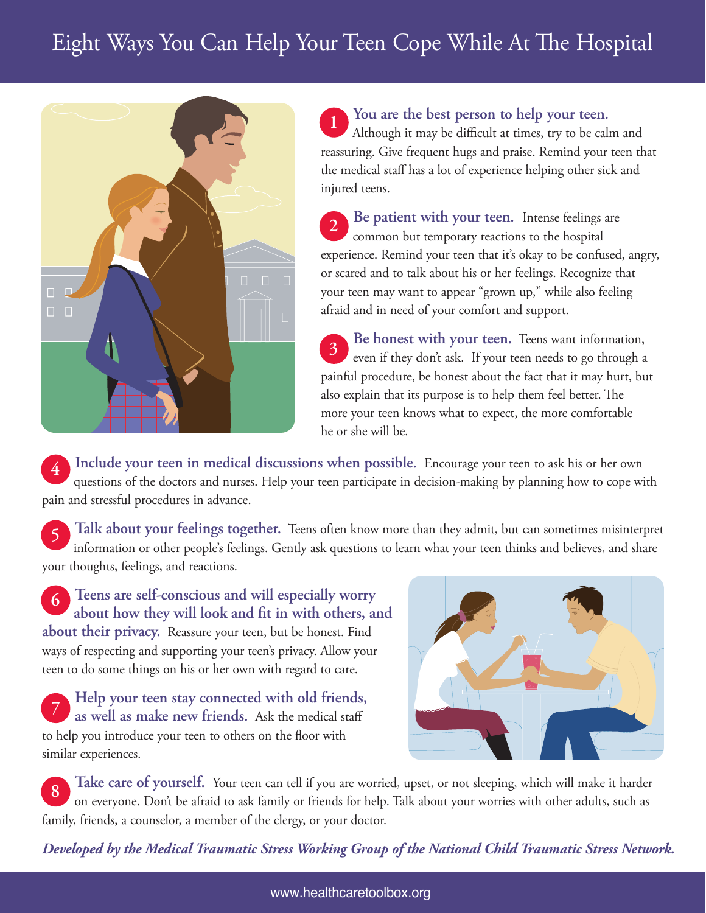# Eight Ways You Can Help Your Teen Cope While At The Hospital

**1 You are the best person to help your teen.** Although it may be difficult at times, try to be calm and reassuring. Give frequent hugs and praise. Remind your teen that the medical staff has a lot of experience helping other sick and injured teens.

**2 Be patient with your teen.** Intense feelings are common but temporary reactions to the hospital experience. Remind your teen that it's okay to be confused, angry, or scared and to talk about his or her feelings. Recognize that your teen may want to appear "grown up," while also feeling afraid and in need of your comfort and support.

**3 Be honest with your teen.** Teens want information, even if they don't ask. If your teen needs to go through a painful procedure, be honest about the fact that it may hurt, but also explain that its purpose is to help them feel better. The more your teen knows what to expect, the more comfortable he or she will be.

**4 Include your teen in medical discussions when possible.** Encourage your teen to ask his or her own questions of the doctors and nurses. Help your teen participate in decision-making by planning how to cope with pain and stressful procedures in advance.

**5 Talk about your feelings together.** Teens often know more than they admit, but can sometimes misinterpret information or other people's feelings. Gently ask questions to learn what your teen thinks and believes, and share your thoughts, feelings, and reactions.

**6 Teens are self-conscious and will especially worry about how they will look and fit in with others, and about their privacy.** Reassure your teen, but be honest. Find ways of respecting and supporting your teen's privacy. Allow your teen to do some things on his or her own with regard to care.

**7 Help your teen stay connected with old friends, as well as make new friends.** Ask the medical staff to help you introduce your teen to others on the floor with similar experiences.

**8 Take care of yourself.** Your teen can tell if you are worried, upset, or not sleeping, which will make it harder on everyone. Don't be afraid to ask family or friends for help. Talk about your worries with other adults, such as family, friends, a counselor, a member of the clergy, or your doctor.

***Developed by the Medical Traumatic Stress Working Group of the National Child Traumatic Stress Network.***

www.healthcaretoolbox.org